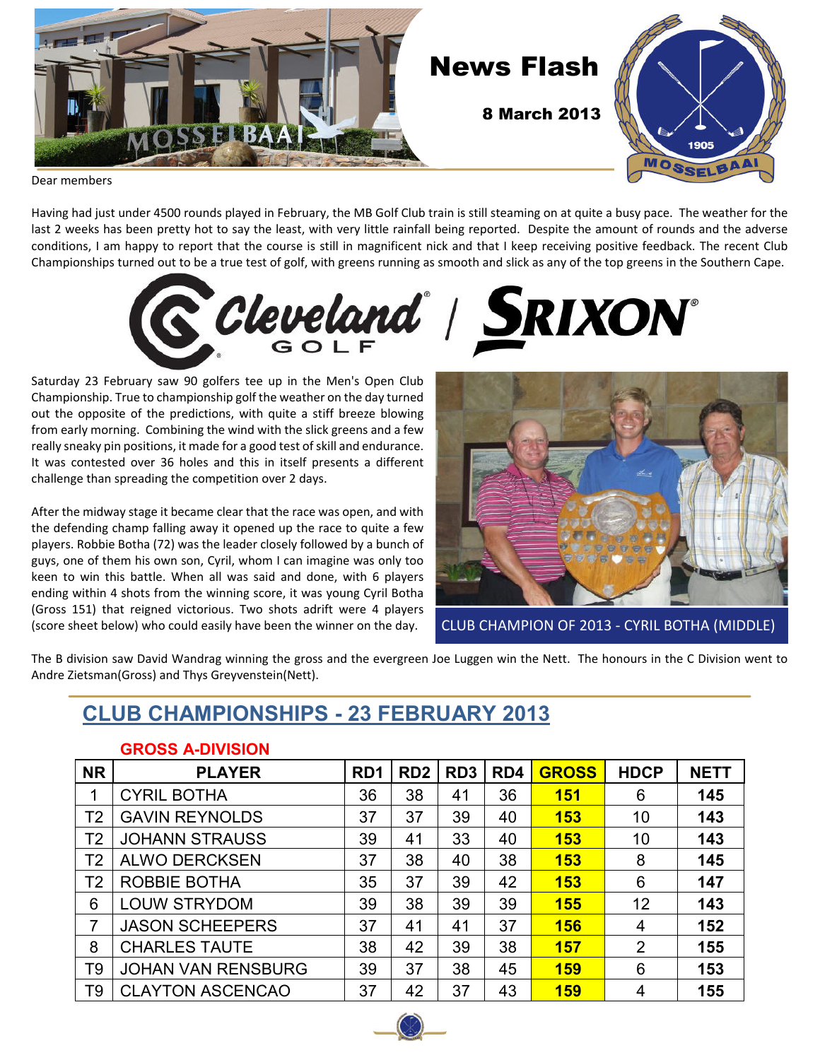# News Flash

**8 March 2013**

Dear members

Having had just under 4500 rounds played in February, the MB Golf Club train is still steaming on at quite a busy pace. The weather for the last 2 weeks has been pretty hot to say the least, with very little rainfall being reported. Despite the amount of rounds and the adverse conditions, I am happy to report that the course is still in magnificent nick and that I keep receiving positive feedback. The recent Club Championships turned out to be a true test of golf, with greens running as smooth and slick as any of the top greens in the Southern Cape.

Saturday 23 February saw 90 golfers tee up in the Men's Open Club Championship. True to championship golf the weather on the day turned out the opposite of the predictions, with quite a stiff breeze blowing from early morning. Combining the wind with the slick greens and a few really sneaky pin positions, it made for a good test of skill and endurance. It was contested over 36 holes and this in itself presents a different challenge than spreading the competition over 2 days.

After the midway stage it became clear that the race was open, and with the defending champ falling away it opened up the race to quite a few players. Robbie Botha (72) was the leader closely followed by a bunch of guys, one of them his own son, Cyril, whom I can imagine was only too keen to win this battle. When all was said and done, with 6 players ending within 4 shots from the winning score, it was young Cyril Botha (Gross 151) that reigned victorious. Two shots adrift were 4 players (score sheet below) who could easily have been the winner on the day.

CLUB CHAMPION OF 2013 - CYRIL BOTHA (MIDDLE)

The B division saw David Wandrag winning the gross and the evergreen Joe Luggen win the Nett. The honours in the C Division went to Andre Zietsman(Gross) and Thys Greyvenstein(Nett).

## CLUB CHAMPIONSHIPS - 23 FEBRUARY 2013

### GROSS A-DIVISION

| NR | PLAYER | RD1 | RD2 | RD3 | RD4 | GROSS | HDCP | NETT |
|---|---|---|---|---|---|---|---|---|
| 1 | CYRIL BOTHA | 36 | 38 | 41 | 36 | 151 | 6 | 145 |
| T2 | GAVIN REYNOLDS | 37 | 37 | 39 | 40 | 153 | 10 | 143 |
| T2 | JOHANN STRAUSS | 39 | 41 | 33 | 40 | 153 | 10 | 143 |
| T2 | ALWO DERCKSEN | 37 | 38 | 40 | 38 | 153 | 8 | 145 |
| T2 | ROBBIE BOTHA | 35 | 37 | 39 | 42 | 153 | 6 | 147 |
| 6 | LOUW STRYDOM | 39 | 38 | 39 | 39 | 155 | 12 | 143 |
| 7 | JASON SCHEEPERS | 37 | 41 | 41 | 37 | 156 | 4 | 152 |
| 8 | CHARLES TAUTE | 38 | 42 | 39 | 38 | 157 | 2 | 155 |
| T9 | JOHAN VAN RENSBURG | 39 | 37 | 38 | 45 | 159 | 6 | 153 |
| T9 | CLAYTON ASCENCAO | 37 | 42 | 37 | 43 | 159 | 4 | 155 |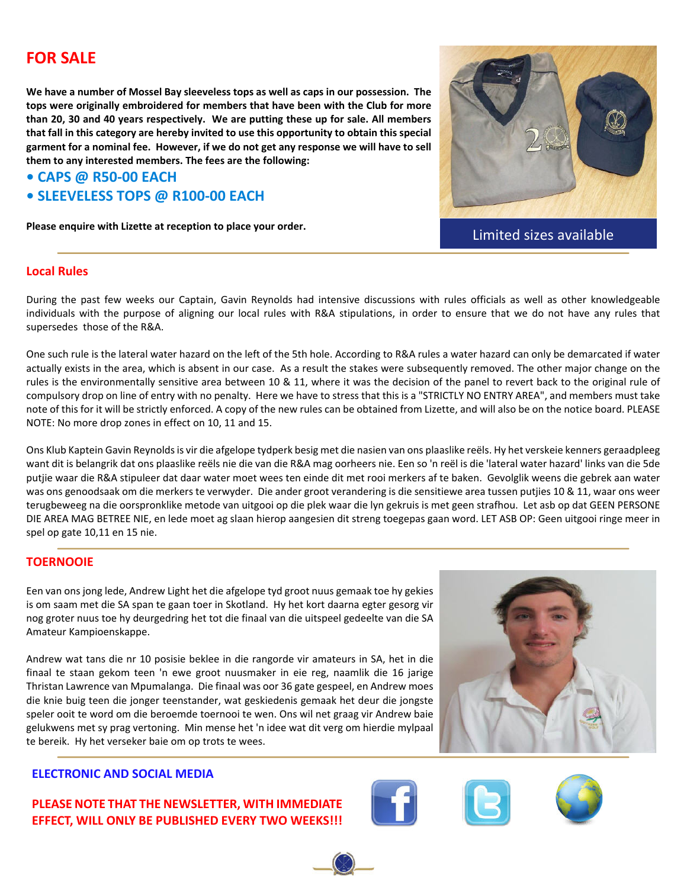## FOR SALE

**We have a number of Mossel Bay sleeveless tops as well as caps in our possession. The tops were originally embroidered for members that have been with the Club for more than 20, 30 and 40 years respectively. We are putting these up for sale. All members that fall in this category are hereby invited to use this opportunity to obtain this special garment for a nominal fee. However, if we do not get any response we will have to sell them to any interested members. The fees are the following:**

- **CAPS @ R50-00 EACH**
- **SLEEVELESS TOPS @ R100-00 EACH**

**Please enquire with Lizette at reception to place your order.**

Limited sizes available

## Local Rules

During the past few weeks our Captain, Gavin Reynolds had intensive discussions with rules officials as well as other knowledgeable individuals with the purpose of aligning our local rules with R&A stipulations, in order to ensure that we do not have any rules that supersedes those of the R&A.

One such rule is the lateral water hazard on the left of the 5th hole. According to R&A rules a water hazard can only be demarcated if water actually exists in the area, which is absent in our case. As a result the stakes were subsequently removed. The other major change on the rules is the environmentally sensitive area between 10 & 11, where it was the decision of the panel to revert back to the original rule of compulsory drop on line of entry with no penalty. Here we have to stress that this is a "STRICTLY NO ENTRY AREA", and members must take note of this for it will be strictly enforced. A copy of the new rules can be obtained from Lizette, and will also be on the notice board. PLEASE NOTE: No more drop zones in effect on 10, 11 and 15.

Ons Klub Kaptein Gavin Reynolds is vir die afgelope tydperk besig met die nasien van ons plaaslike reëls. Hy het verskeie kenners geraadpleeg want dit is belangrik dat ons plaaslike reëls nie die van die R&A mag oorheers nie. Een so 'n reël is die 'lateral water hazard' links van die 5de putjie waar die R&A stipuleer dat daar water moet wees ten einde dit met rooi merkers af te baken. Gevolglik weens die gebrek aan water was ons genoodsaak om die merkers te verwyder. Die ander groot verandering is die sensitiewe area tussen putjies 10 & 11, waar ons weer terugbeweeg na die oorspronklike metode van uitgooi op die plek waar die lyn gekruis is met geen strafhou. Let asb op dat GEEN PERSONE DIE AREA MAG BETREE NIE, en lede moet ag slaan hierop aangesien dit streng toegepas gaan word. LET ASB OP: Geen uitgooi ringe meer in spel op gate 10,11 en 15 nie.

## TOERNOOIE

Een van ons jong lede, Andrew Light het die afgelope tyd groot nuus gemaak toe hy gekies is om saam met die SA span te gaan toer in Skotland. Hy het kort daarna egter gesorg vir nog groter nuus toe hy deurgedring het tot die finaal van die uitspeel gedeelte van die SA Amateur Kampioenskappe.

Andrew wat tans die nr 10 posisie beklee in die rangorde vir amateurs in SA, het in die finaal te staan gekom teen 'n ewe groot nuusmaker in eie reg, naamlik die 16 jarige Thristan Lawrence van Mpumalanga. Die finaal was oor 36 gate gespeel, en Andrew moes die knie buig teen die jonger teenstander, wat geskiedenis gemaak het deur die jongste speler ooit te word om die beroemde toernooi te wen. Ons wil net graag vir Andrew baie gelukwens met sy prag vertoning. Min mense het 'n idee wat dit verg om hierdie mylpaal te bereik. Hy het verseker baie om op trots te wees.

## ELECTRONIC AND SOCIAL MEDIA

**PLEASE NOTE THAT THE NEWSLETTER, WITH IMMEDIATE EFFECT, WILL ONLY BE PUBLISHED EVERY TWO WEEKS!!!**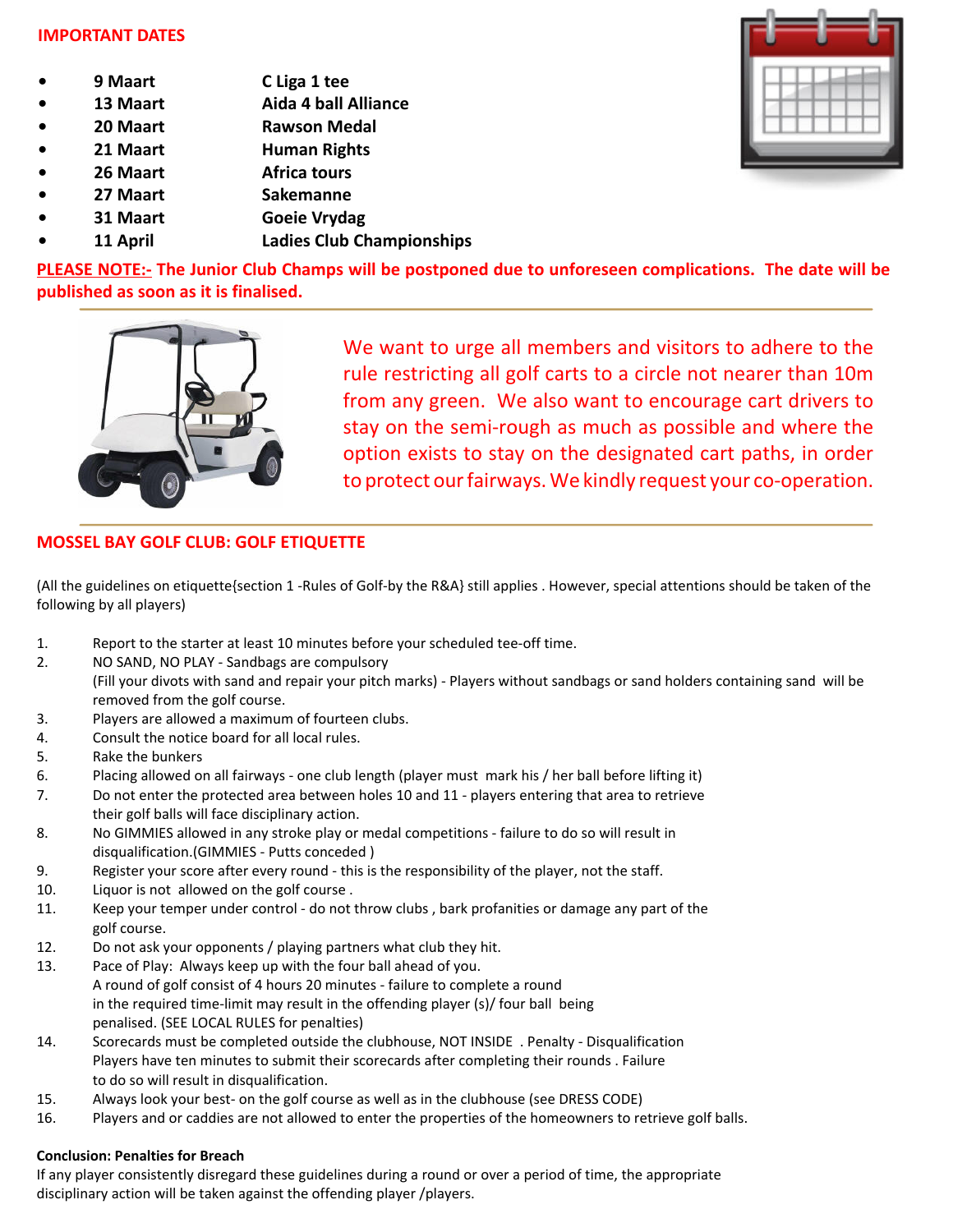## IMPORTANT DATES

- **9 Maart** — **C Liga 1 tee**
- **13 Maart** — **Aida 4 ball Alliance**
- **20 Maart** — **Rawson Medal**
- **21 Maart** — **Human Rights**
- **26 Maart** — **Africa tours**
- **27 Maart** — **Sakemanne**
- **31 Maart** — **Goeie Vrydag**
- **11 April** — **Ladies Club Championships**

**PLEASE NOTE:- The Junior Club Champs will be postponed due to unforeseen complications. The date will be published as soon as it is finalised.**

---

We want to urge all members and visitors to adhere to the rule restricting all golf carts to a circle not nearer than 10m from any green. We also want to encourage cart drivers to stay on the semi-rough as much as possible and where the option exists to stay on the designated cart paths, in order to protect our fairways. We kindly request your co-operation.

---

## MOSSEL BAY GOLF CLUB: GOLF ETIQUETTE

(All the guidelines on etiquette{section 1 -Rules of Golf-by the R&A} still applies . However, special attentions should be taken of the following by all players)

1. Report to the starter at least 10 minutes before your scheduled tee-off time.
2. NO SAND, NO PLAY - Sandbags are compulsory
   (Fill your divots with sand and repair your pitch marks) - Players without sandbags or sand holders containing sand will be removed from the golf course.
3. Players are allowed a maximum of fourteen clubs.
4. Consult the notice board for all local rules.
5. Rake the bunkers
6. Placing allowed on all fairways - one club length (player must mark his / her ball before lifting it)
7. Do not enter the protected area between holes 10 and 11 - players entering that area to retrieve their golf balls will face disciplinary action.
8. No GIMMIES allowed in any stroke play or medal competitions - failure to do so will result in disqualification.(GIMMIES - Putts conceded )
9. Register your score after every round - this is the responsibility of the player, not the staff.
10. Liquor is not allowed on the golf course .
11. Keep your temper under control - do not throw clubs , bark profanities or damage any part of the golf course.
12. Do not ask your opponents / playing partners what club they hit.
13. Pace of Play: Always keep up with the four ball ahead of you.
    A round of golf consist of 4 hours 20 minutes - failure to complete a round in the required time-limit may result in the offending player (s)/ four ball being penalised. (SEE LOCAL RULES for penalties)
14. Scorecards must be completed outside the clubhouse, NOT INSIDE . Penalty - Disqualification
    Players have ten minutes to submit their scorecards after completing their rounds . Failure to do so will result in disqualification.
15. Always look your best- on the golf course as well as in the clubhouse (see DRESS CODE)
16. Players and or caddies are not allowed to enter the properties of the homeowners to retrieve golf balls.

**Conclusion: Penalties for Breach**

If any player consistently disregard these guidelines during a round or over a period of time, the appropriate disciplinary action will be taken against the offending player /players.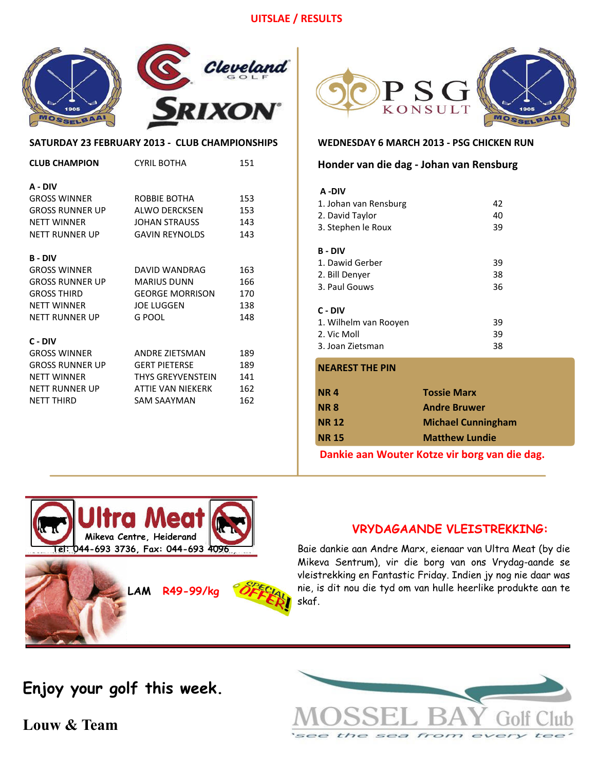# UITSLAE / RESULTS

## SATURDAY 23 FEBRUARY 2013 - CLUB CHAMPIONSHIPS

| | | |
|---|---|---|
| **CLUB CHAMPION** | CYRIL BOTHA | 151 |
| **A - DIV** | | |
| GROSS WINNER | ROBBIE BOTHA | 153 |
| GROSS RUNNER UP | ALWO DERCKSEN | 153 |
| NETT WINNER | JOHAN STRAUSS | 143 |
| NETT RUNNER UP | GAVIN REYNOLDS | 143 |
| **B - DIV** | | |
| GROSS WINNER | DAVID WANDRAG | 163 |
| GROSS RUNNER UP | MARIUS DUNN | 166 |
| GROSS THIRD | GEORGE MORRISON | 170 |
| NETT WINNER | JOE LUGGEN | 138 |
| NETT RUNNER UP | G POOL | 148 |
| **C - DIV** | | |
| GROSS WINNER | ANDRE ZIETSMAN | 189 |
| GROSS RUNNER UP | GERT PIETERSE | 189 |
| NETT WINNER | THYS GREYVENSTEIN | 141 |
| NETT RUNNER UP | ATTIE VAN NIEKERK | 162 |
| NETT THIRD | SAM SAAYMAN | 162 |

## WEDNESDAY 6 MARCH 2013 - PSG CHICKEN RUN

### Honder van die dag - Johan van Rensburg

| | |
|---|---|
| **A -DIV** | |
| 1. Johan van Rensburg | 42 |
| 2. David Taylor | 40 |
| 3. Stephen le Roux | 39 |
| **B - DIV** | |
| 1. Dawid Gerber | 39 |
| 2. Bill Denyer | 38 |
| 3. Paul Gouws | 36 |
| **C - DIV** | |
| 1. Wilhelm van Rooyen | 39 |
| 2. Vic Moll | 39 |
| 3. Joan Zietsman | 38 |

**NEAREST THE PIN**

| | |
|---|---|
| **NR 4** | **Tossie Marx** |
| **NR 8** | **Andre Bruwer** |
| **NR 12** | **Michael Cunningham** |
| **NR 15** | **Matthew Lundie** |

**Dankie aan Wouter Kotze vir borg van die dag.**

**Ultra Meat**
Mikeva Centre, Heiderand
Tel: 044-693 3736, Fax: 044-693 4096

LAM R49-99/kg SPECIAL OFFER!

## VRYDAGAANDE VLEISTREKKING:

Baie dankie aan Andre Marx, eienaar van Ultra Meat (by die Mikeva Sentrum), vir die borg van ons Vrydag-aande se vleistrekking en Fantastic Friday. Indien jy nog nie daar was nie, is dit nou die tyd om van hulle heerlike produkte aan te skaf.

**Enjoy your golf this week.**

**Louw & Team**

MOSSEL BAY Golf Club
'see the sea from every tee'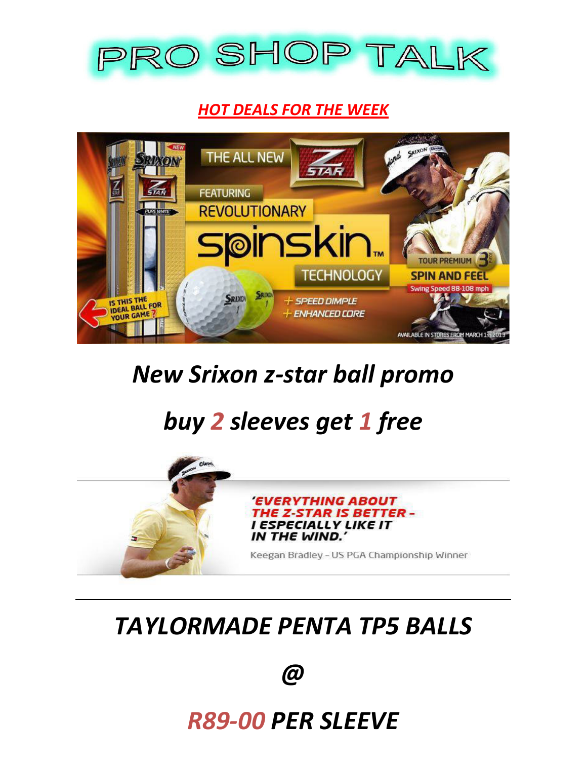# PRO SHOP TALK

***HOT DEALS FOR THE WEEK***

## *New Srixon z-star ball promo*

## *buy 2 sleeves get 1 free*

---

## *TAYLORMADE PENTA TP5 BALLS*

## *@*

## *R89-00 PER SLEEVE*